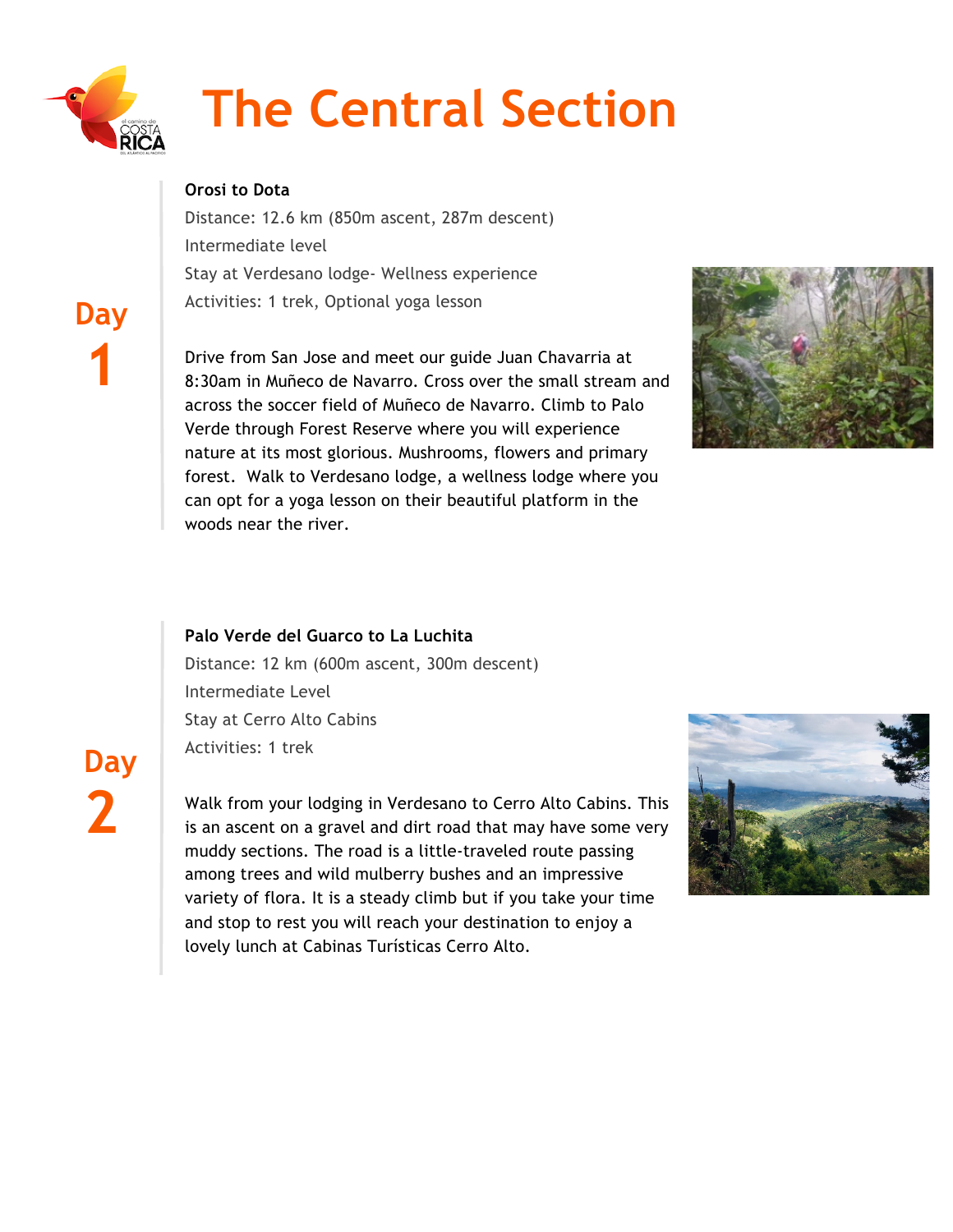# The Central Section

## Day 1

**Orosi to Dota**

Distance: 12.6 km (850m ascent, 287m descent)

Intermediate level

Stay at Verdesano lodge- Wellness experience

Activities: 1 trek, Optional yoga lesson

Drive from San Jose and meet our guide Juan Chavarria at 8:30am in Muñeco de Navarro. Cross over the small stream and across the soccer field of Muñeco de Navarro. Climb to Palo Verde through Forest Reserve where you will experience nature at its most glorious. Mushrooms, flowers and primary forest. Walk to Verdesano lodge, a wellness lodge where you can opt for a yoga lesson on their beautiful platform in the woods near the river.

## Day 2

**Palo Verde del Guarco to La Luchita**

Distance: 12 km (600m ascent, 300m descent)

Intermediate Level

Stay at Cerro Alto Cabins

Activities: 1 trek

Walk from your lodging in Verdesano to Cerro Alto Cabins. This is an ascent on a gravel and dirt road that may have some very muddy sections. The road is a little-traveled route passing among trees and wild mulberry bushes and an impressive variety of flora. It is a steady climb but if you take your time and stop to rest you will reach your destination to enjoy a lovely lunch at Cabinas Turísticas Cerro Alto.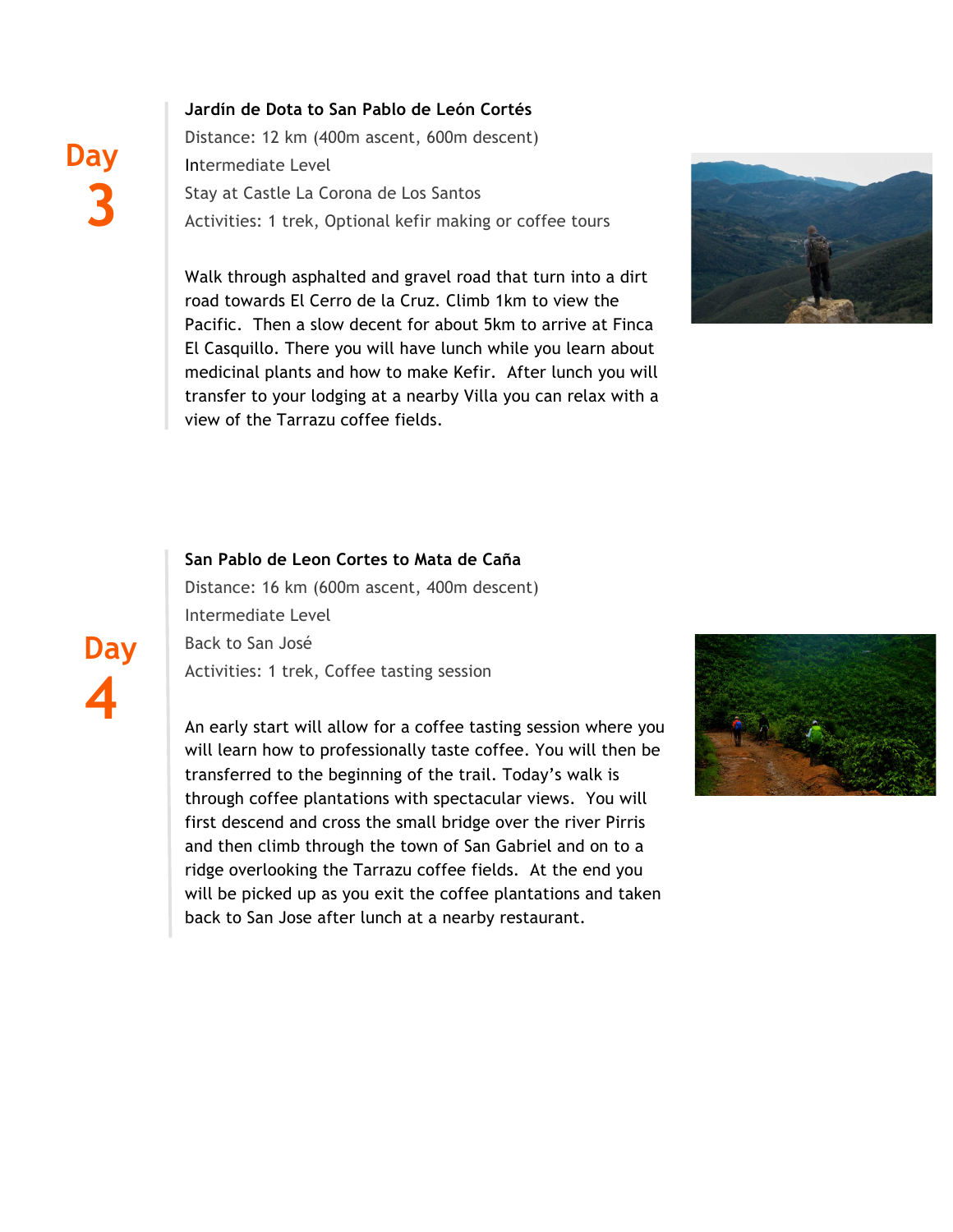## Day 3

**Jardín de Dota to San Pablo de León Cortés**

Distance: 12 km (400m ascent, 600m descent)

Intermediate Level

Stay at Castle La Corona de Los Santos

Activities: 1 trek, Optional kefir making or coffee tours

Walk through asphalted and gravel road that turn into a dirt road towards El Cerro de la Cruz. Climb 1km to view the Pacific. Then a slow decent for about 5km to arrive at Finca El Casquillo. There you will have lunch while you learn about medicinal plants and how to make Kefir. After lunch you will transfer to your lodging at a nearby Villa you can relax with a view of the Tarrazu coffee fields.

## Day 4

**San Pablo de Leon Cortes to Mata de Caña**

Distance: 16 km (600m ascent, 400m descent)

Intermediate Level

Back to San José

Activities: 1 trek, Coffee tasting session

An early start will allow for a coffee tasting session where you will learn how to professionally taste coffee. You will then be transferred to the beginning of the trail. Today's walk is through coffee plantations with spectacular views. You will first descend and cross the small bridge over the river Pirris and then climb through the town of San Gabriel and on to a ridge overlooking the Tarrazu coffee fields. At the end you will be picked up as you exit the coffee plantations and taken back to San Jose after lunch at a nearby restaurant.